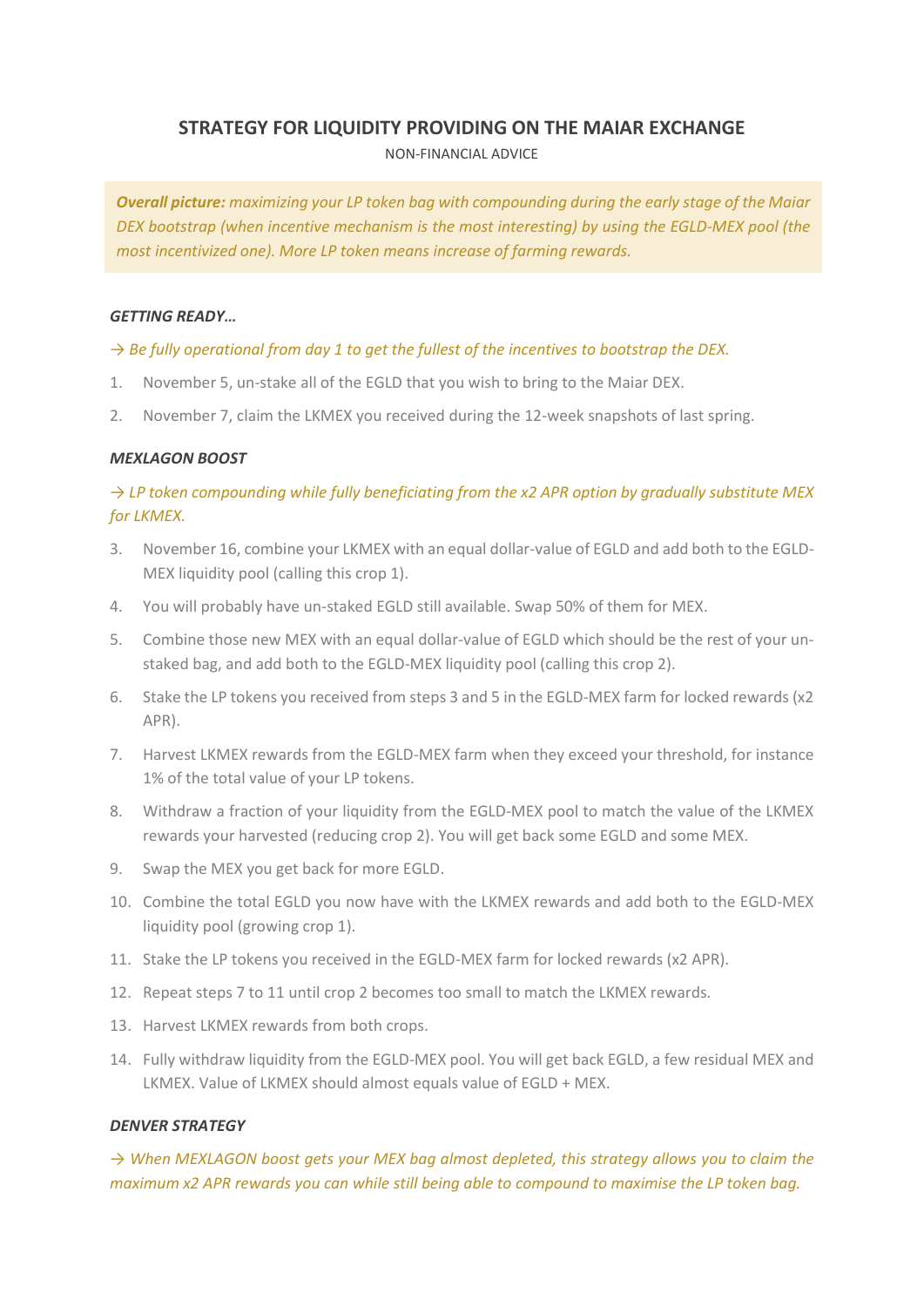# STRATEGY FOR LIQUIDITY PROVIDING ON THE MAIAR EXCHANGE

NON-FINANCIAL ADVICE

***Overall picture:*** *maximizing your LP token bag with compounding during the early stage of the Maiar DEX bootstrap (when incentive mechanism is the most interesting) by using the EGLD-MEX pool (the most incentivized one). More LP token means increase of farming rewards.*

### *GETTING READY…*

*→ Be fully operational from day 1 to get the fullest of the incentives to bootstrap the DEX.*

1. November 5, un-stake all of the EGLD that you wish to bring to the Maiar DEX.
2. November 7, claim the LKMEX you received during the 12-week snapshots of last spring.

### *MEXLAGON BOOST*

*→ LP token compounding while fully beneficiating from the x2 APR option by gradually substitute MEX for LKMEX.*

3. November 16, combine your LKMEX with an equal dollar-value of EGLD and add both to the EGLD-MEX liquidity pool (calling this crop 1).
4. You will probably have un-staked EGLD still available. Swap 50% of them for MEX.
5. Combine those new MEX with an equal dollar-value of EGLD which should be the rest of your un-staked bag, and add both to the EGLD-MEX liquidity pool (calling this crop 2).
6. Stake the LP tokens you received from steps 3 and 5 in the EGLD-MEX farm for locked rewards (x2 APR).
7. Harvest LKMEX rewards from the EGLD-MEX farm when they exceed your threshold, for instance 1% of the total value of your LP tokens.
8. Withdraw a fraction of your liquidity from the EGLD-MEX pool to match the value of the LKMEX rewards your harvested (reducing crop 2). You will get back some EGLD and some MEX.
9. Swap the MEX you get back for more EGLD.
10. Combine the total EGLD you now have with the LKMEX rewards and add both to the EGLD-MEX liquidity pool (growing crop 1).
11. Stake the LP tokens you received in the EGLD-MEX farm for locked rewards (x2 APR).
12. Repeat steps 7 to 11 until crop 2 becomes too small to match the LKMEX rewards.
13. Harvest LKMEX rewards from both crops.
14. Fully withdraw liquidity from the EGLD-MEX pool. You will get back EGLD, a few residual MEX and LKMEX. Value of LKMEX should almost equals value of EGLD + MEX.

### *DENVER STRATEGY*

*→ When MEXLAGON boost gets your MEX bag almost depleted, this strategy allows you to claim the maximum x2 APR rewards you can while still being able to compound to maximise the LP token bag.*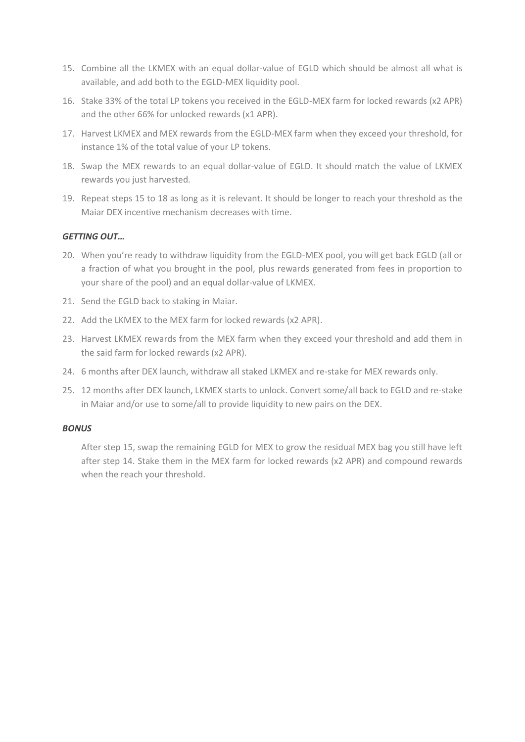15. Combine all the LKMEX with an equal dollar-value of EGLD which should be almost all what is available, and add both to the EGLD-MEX liquidity pool.
16. Stake 33% of the total LP tokens you received in the EGLD-MEX farm for locked rewards (x2 APR) and the other 66% for unlocked rewards (x1 APR).
17. Harvest LKMEX and MEX rewards from the EGLD-MEX farm when they exceed your threshold, for instance 1% of the total value of your LP tokens.
18. Swap the MEX rewards to an equal dollar-value of EGLD. It should match the value of LKMEX rewards you just harvested.
19. Repeat steps 15 to 18 as long as it is relevant. It should be longer to reach your threshold as the Maiar DEX incentive mechanism decreases with time.

***GETTING OUT…***

20. When you're ready to withdraw liquidity from the EGLD-MEX pool, you will get back EGLD (all or a fraction of what you brought in the pool, plus rewards generated from fees in proportion to your share of the pool) and an equal dollar-value of LKMEX.
21. Send the EGLD back to staking in Maiar.
22. Add the LKMEX to the MEX farm for locked rewards (x2 APR).
23. Harvest LKMEX rewards from the MEX farm when they exceed your threshold and add them in the said farm for locked rewards (x2 APR).
24. 6 months after DEX launch, withdraw all staked LKMEX and re-stake for MEX rewards only.
25. 12 months after DEX launch, LKMEX starts to unlock. Convert some/all back to EGLD and re-stake in Maiar and/or use to some/all to provide liquidity to new pairs on the DEX.

***BONUS***

After step 15, swap the remaining EGLD for MEX to grow the residual MEX bag you still have left after step 14. Stake them in the MEX farm for locked rewards (x2 APR) and compound rewards when the reach your threshold.